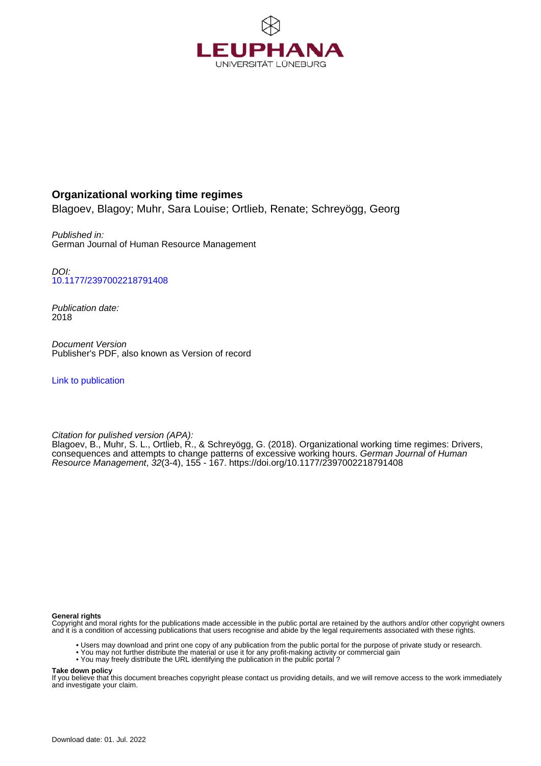LEUPHANA
UNIVERSITÄT LÜNEBURG

## Organizational working time regimes

Blagoev, Blagoy; Muhr, Sara Louise; Ortlieb, Renate; Schreyögg, Georg

*Published in:*
German Journal of Human Resource Management

*DOI:*
10.1177/2397002218791408

*Publication date:*
2018

*Document Version*
Publisher's PDF, also known as Version of record

Link to publication

*Citation for pulished version (APA):*
Blagoev, B., Muhr, S. L., Ortlieb, R., & Schreyögg, G. (2018). Organizational working time regimes: Drivers, consequences and attempts to change patterns of excessive working hours. *German Journal of Human Resource Management*, *32*(3-4), 155 - 167. https://doi.org/10.1177/2397002218791408

**General rights**
Copyright and moral rights for the publications made accessible in the public portal are retained by the authors and/or other copyright owners and it is a condition of accessing publications that users recognise and abide by the legal requirements associated with these rights.

- Users may download and print one copy of any publication from the public portal for the purpose of private study or research.
- You may not further distribute the material or use it for any profit-making activity or commercial gain
- You may freely distribute the URL identifying the publication in the public portal ?

**Take down policy**
If you believe that this document breaches copyright please contact us providing details, and we will remove access to the work immediately and investigate your claim.

Download date: 01. Jul. 2022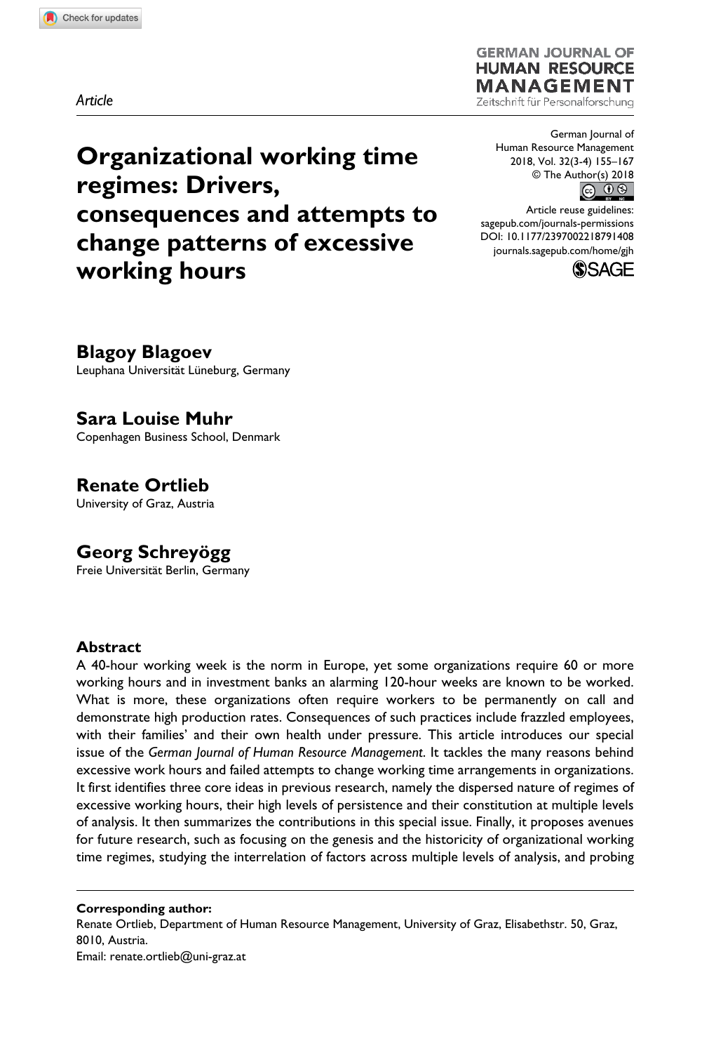*Article*

# Organizational working time regimes: Drivers, consequences and attempts to change patterns of excessive working hours

German Journal of Human Resource Management
2018, Vol. 32(3-4) 155–167
© The Author(s) 2018
Article reuse guidelines: sagepub.com/journals-permissions
DOI: 10.1177/2397002218791408
journals.sagepub.com/home/gjh

**Blagoy Blagoev**
Leuphana Universität Lüneburg, Germany

**Sara Louise Muhr**
Copenhagen Business School, Denmark

**Renate Ortlieb**
University of Graz, Austria

**Georg Schreyögg**
Freie Universität Berlin, Germany

### Abstract

A 40-hour working week is the norm in Europe, yet some organizations require 60 or more working hours and in investment banks an alarming 120-hour weeks are known to be worked. What is more, these organizations often require workers to be permanently on call and demonstrate high production rates. Consequences of such practices include frazzled employees, with their families' and their own health under pressure. This article introduces our special issue of the *German Journal of Human Resource Management*. It tackles the many reasons behind excessive work hours and failed attempts to change working time arrangements in organizations. It first identifies three core ideas in previous research, namely the dispersed nature of regimes of excessive working hours, their high levels of persistence and their constitution at multiple levels of analysis. It then summarizes the contributions in this special issue. Finally, it proposes avenues for future research, such as focusing on the genesis and the historicity of organizational working time regimes, studying the interrelation of factors across multiple levels of analysis, and probing

**Corresponding author:**
Renate Ortlieb, Department of Human Resource Management, University of Graz, Elisabethstr. 50, Graz, 8010, Austria.
Email: renate.ortlieb@uni-graz.at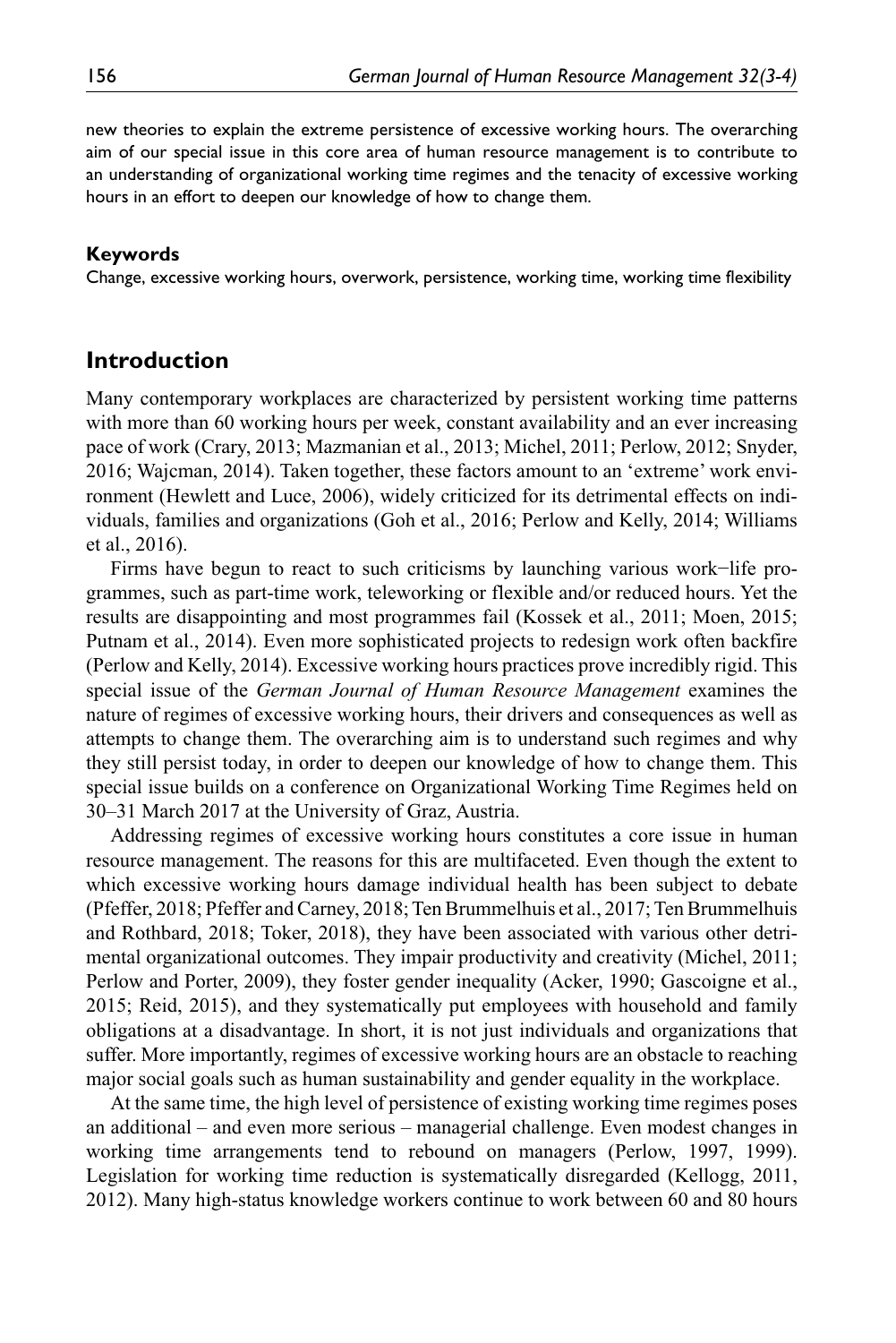new theories to explain the extreme persistence of excessive working hours. The overarching aim of our special issue in this core area of human resource management is to contribute to an understanding of organizational working time regimes and the tenacity of excessive working hours in an effort to deepen our knowledge of how to change them.

### Keywords

Change, excessive working hours, overwork, persistence, working time, working time flexibility

## Introduction

Many contemporary workplaces are characterized by persistent working time patterns with more than 60 working hours per week, constant availability and an ever increasing pace of work (Crary, 2013; Mazmanian et al., 2013; Michel, 2011; Perlow, 2012; Snyder, 2016; Wajcman, 2014). Taken together, these factors amount to an 'extreme' work environment (Hewlett and Luce, 2006), widely criticized for its detrimental effects on individuals, families and organizations (Goh et al., 2016; Perlow and Kelly, 2014; Williams et al., 2016).

Firms have begun to react to such criticisms by launching various work–life programmes, such as part-time work, teleworking or flexible and/or reduced hours. Yet the results are disappointing and most programmes fail (Kossek et al., 2011; Moen, 2015; Putnam et al., 2014). Even more sophisticated projects to redesign work often backfire (Perlow and Kelly, 2014). Excessive working hours practices prove incredibly rigid. This special issue of the *German Journal of Human Resource Management* examines the nature of regimes of excessive working hours, their drivers and consequences as well as attempts to change them. The overarching aim is to understand such regimes and why they still persist today, in order to deepen our knowledge of how to change them. This special issue builds on a conference on Organizational Working Time Regimes held on 30–31 March 2017 at the University of Graz, Austria.

Addressing regimes of excessive working hours constitutes a core issue in human resource management. The reasons for this are multifaceted. Even though the extent to which excessive working hours damage individual health has been subject to debate (Pfeffer, 2018; Pfeffer and Carney, 2018; Ten Brummelhuis et al., 2017; Ten Brummelhuis and Rothbard, 2018; Toker, 2018), they have been associated with various other detrimental organizational outcomes. They impair productivity and creativity (Michel, 2011; Perlow and Porter, 2009), they foster gender inequality (Acker, 1990; Gascoigne et al., 2015; Reid, 2015), and they systematically put employees with household and family obligations at a disadvantage. In short, it is not just individuals and organizations that suffer. More importantly, regimes of excessive working hours are an obstacle to reaching major social goals such as human sustainability and gender equality in the workplace.

At the same time, the high level of persistence of existing working time regimes poses an additional – and even more serious – managerial challenge. Even modest changes in working time arrangements tend to rebound on managers (Perlow, 1997, 1999). Legislation for working time reduction is systematically disregarded (Kellogg, 2011, 2012). Many high-status knowledge workers continue to work between 60 and 80 hours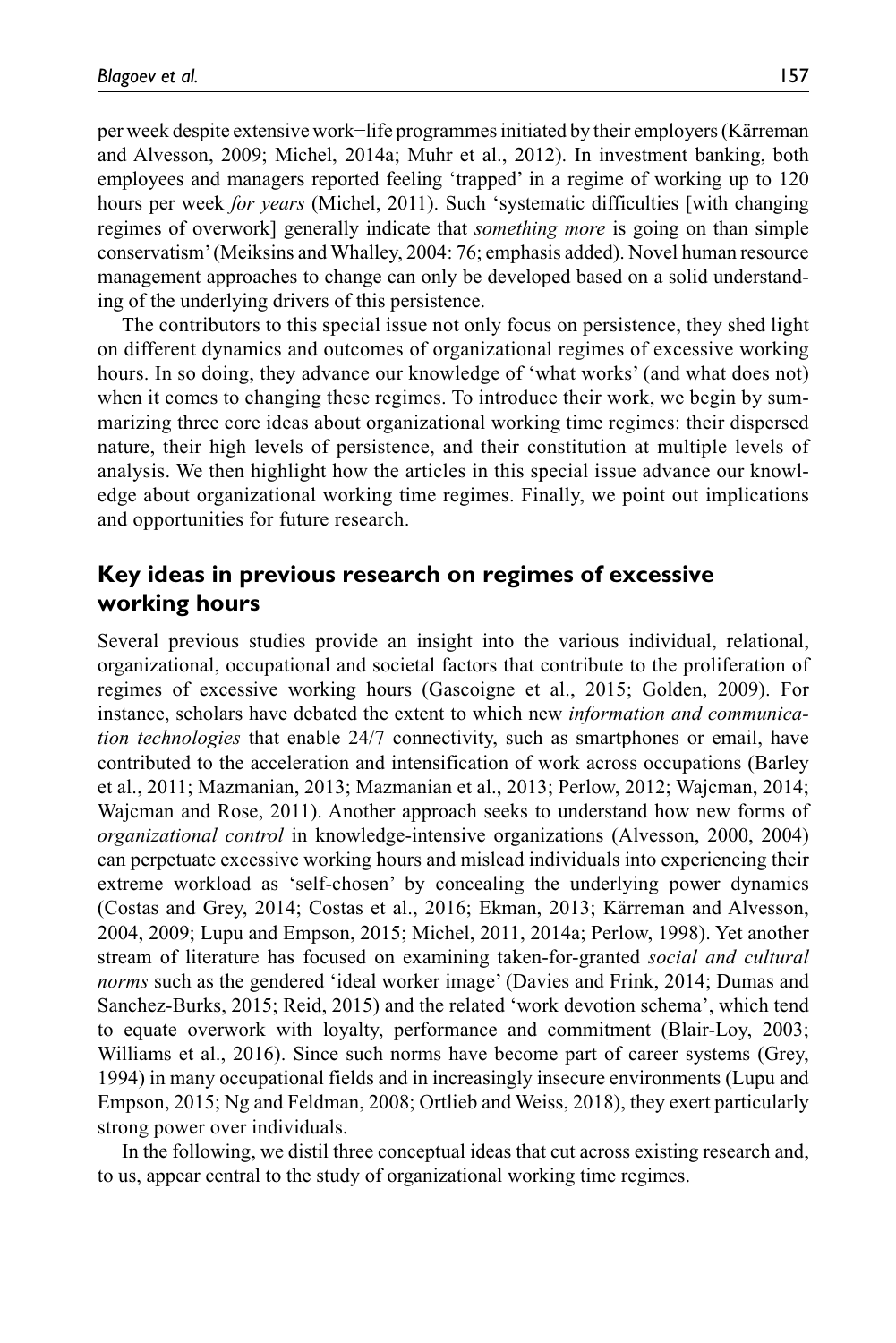per week despite extensive work–life programmes initiated by their employers (Kärreman and Alvesson, 2009; Michel, 2014a; Muhr et al., 2012). In investment banking, both employees and managers reported feeling 'trapped' in a regime of working up to 120 hours per week *for years* (Michel, 2011). Such 'systematic difficulties [with changing regimes of overwork] generally indicate that *something more* is going on than simple conservatism' (Meiksins and Whalley, 2004: 76; emphasis added). Novel human resource management approaches to change can only be developed based on a solid understanding of the underlying drivers of this persistence.

The contributors to this special issue not only focus on persistence, they shed light on different dynamics and outcomes of organizational regimes of excessive working hours. In so doing, they advance our knowledge of 'what works' (and what does not) when it comes to changing these regimes. To introduce their work, we begin by summarizing three core ideas about organizational working time regimes: their dispersed nature, their high levels of persistence, and their constitution at multiple levels of analysis. We then highlight how the articles in this special issue advance our knowledge about organizational working time regimes. Finally, we point out implications and opportunities for future research.

## Key ideas in previous research on regimes of excessive working hours

Several previous studies provide an insight into the various individual, relational, organizational, occupational and societal factors that contribute to the proliferation of regimes of excessive working hours (Gascoigne et al., 2015; Golden, 2009). For instance, scholars have debated the extent to which new *information and communication technologies* that enable 24/7 connectivity, such as smartphones or email, have contributed to the acceleration and intensification of work across occupations (Barley et al., 2011; Mazmanian, 2013; Mazmanian et al., 2013; Perlow, 2012; Wajcman, 2014; Wajcman and Rose, 2011). Another approach seeks to understand how new forms of *organizational control* in knowledge-intensive organizations (Alvesson, 2000, 2004) can perpetuate excessive working hours and mislead individuals into experiencing their extreme workload as 'self-chosen' by concealing the underlying power dynamics (Costas and Grey, 2014; Costas et al., 2016; Ekman, 2013; Kärreman and Alvesson, 2004, 2009; Lupu and Empson, 2015; Michel, 2011, 2014a; Perlow, 1998). Yet another stream of literature has focused on examining taken-for-granted *social and cultural norms* such as the gendered 'ideal worker image' (Davies and Frink, 2014; Dumas and Sanchez-Burks, 2015; Reid, 2015) and the related 'work devotion schema', which tend to equate overwork with loyalty, performance and commitment (Blair-Loy, 2003; Williams et al., 2016). Since such norms have become part of career systems (Grey, 1994) in many occupational fields and in increasingly insecure environments (Lupu and Empson, 2015; Ng and Feldman, 2008; Ortlieb and Weiss, 2018), they exert particularly strong power over individuals.

In the following, we distil three conceptual ideas that cut across existing research and, to us, appear central to the study of organizational working time regimes.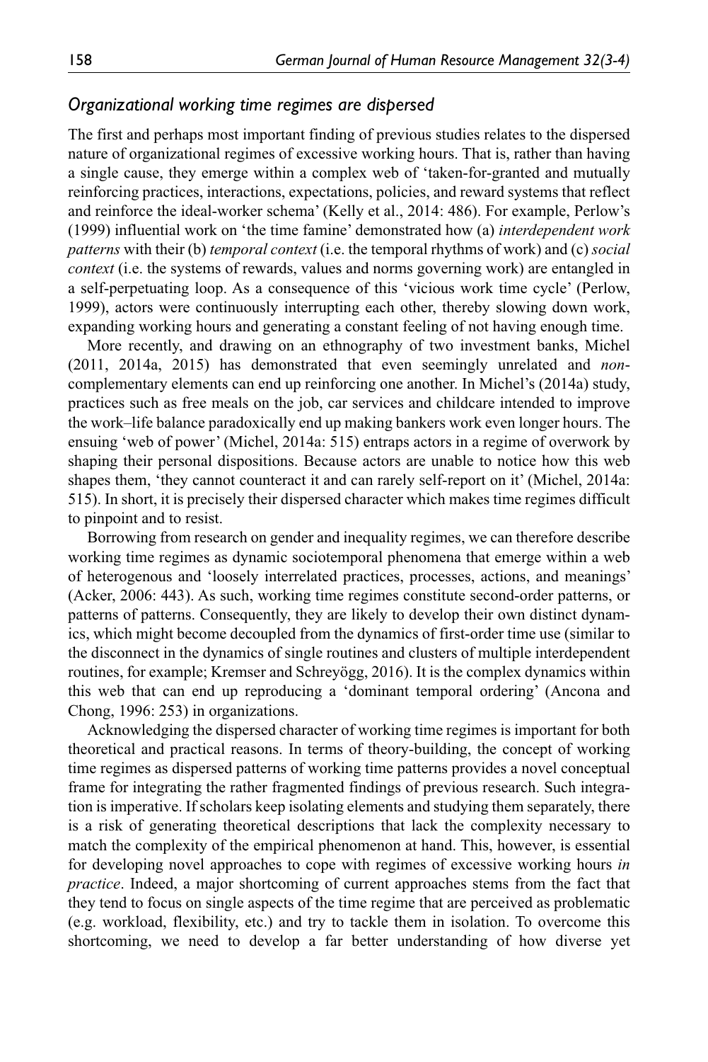### *Organizational working time regimes are dispersed*

The first and perhaps most important finding of previous studies relates to the dispersed nature of organizational regimes of excessive working hours. That is, rather than having a single cause, they emerge within a complex web of 'taken-for-granted and mutually reinforcing practices, interactions, expectations, policies, and reward systems that reflect and reinforce the ideal-worker schema' (Kelly et al., 2014: 486). For example, Perlow's (1999) influential work on 'the time famine' demonstrated how (a) *interdependent work patterns* with their (b) *temporal context* (i.e. the temporal rhythms of work) and (c) *social context* (i.e. the systems of rewards, values and norms governing work) are entangled in a self-perpetuating loop. As a consequence of this 'vicious work time cycle' (Perlow, 1999), actors were continuously interrupting each other, thereby slowing down work, expanding working hours and generating a constant feeling of not having enough time.

More recently, and drawing on an ethnography of two investment banks, Michel (2011, 2014a, 2015) has demonstrated that even seemingly unrelated and *non*-complementary elements can end up reinforcing one another. In Michel's (2014a) study, practices such as free meals on the job, car services and childcare intended to improve the work–life balance paradoxically end up making bankers work even longer hours. The ensuing 'web of power' (Michel, 2014a: 515) entraps actors in a regime of overwork by shaping their personal dispositions. Because actors are unable to notice how this web shapes them, 'they cannot counteract it and can rarely self-report on it' (Michel, 2014a: 515). In short, it is precisely their dispersed character which makes time regimes difficult to pinpoint and to resist.

Borrowing from research on gender and inequality regimes, we can therefore describe working time regimes as dynamic sociotemporal phenomena that emerge within a web of heterogenous and 'loosely interrelated practices, processes, actions, and meanings' (Acker, 2006: 443). As such, working time regimes constitute second-order patterns, or patterns of patterns. Consequently, they are likely to develop their own distinct dynamics, which might become decoupled from the dynamics of first-order time use (similar to the disconnect in the dynamics of single routines and clusters of multiple interdependent routines, for example; Kremser and Schreyögg, 2016). It is the complex dynamics within this web that can end up reproducing a 'dominant temporal ordering' (Ancona and Chong, 1996: 253) in organizations.

Acknowledging the dispersed character of working time regimes is important for both theoretical and practical reasons. In terms of theory-building, the concept of working time regimes as dispersed patterns of working time patterns provides a novel conceptual frame for integrating the rather fragmented findings of previous research. Such integration is imperative. If scholars keep isolating elements and studying them separately, there is a risk of generating theoretical descriptions that lack the complexity necessary to match the complexity of the empirical phenomenon at hand. This, however, is essential for developing novel approaches to cope with regimes of excessive working hours *in practice*. Indeed, a major shortcoming of current approaches stems from the fact that they tend to focus on single aspects of the time regime that are perceived as problematic (e.g. workload, flexibility, etc.) and try to tackle them in isolation. To overcome this shortcoming, we need to develop a far better understanding of how diverse yet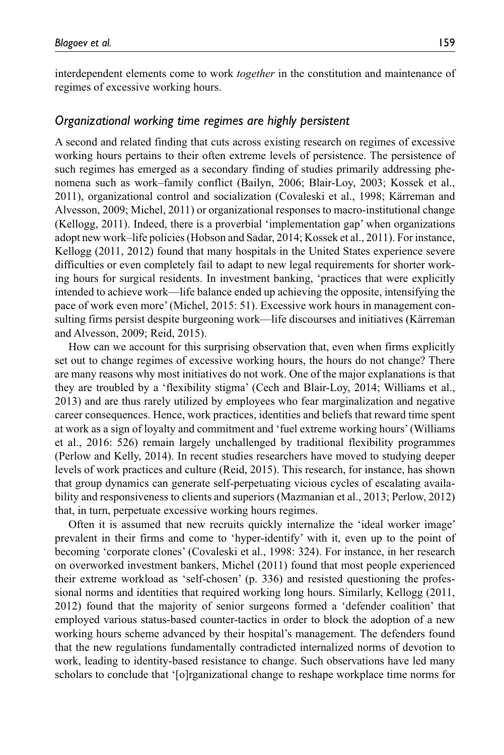interdependent elements come to work *together* in the constitution and maintenance of regimes of excessive working hours.

### *Organizational working time regimes are highly persistent*

A second and related finding that cuts across existing research on regimes of excessive working hours pertains to their often extreme levels of persistence. The persistence of such regimes has emerged as a secondary finding of studies primarily addressing phenomena such as work–family conflict (Bailyn, 2006; Blair-Loy, 2003; Kossek et al., 2011), organizational control and socialization (Covaleski et al., 1998; Kärreman and Alvesson, 2009; Michel, 2011) or organizational responses to macro-institutional change (Kellogg, 2011). Indeed, there is a proverbial 'implementation gap' when organizations adopt new work–life policies (Hobson and Sadar, 2014; Kossek et al., 2011). For instance, Kellogg (2011, 2012) found that many hospitals in the United States experience severe difficulties or even completely fail to adapt to new legal requirements for shorter working hours for surgical residents. In investment banking, 'practices that were explicitly intended to achieve work—life balance ended up achieving the opposite, intensifying the pace of work even more' (Michel, 2015: 51). Excessive work hours in management consulting firms persist despite burgeoning work—life discourses and initiatives (Kärreman and Alvesson, 2009; Reid, 2015).

How can we account for this surprising observation that, even when firms explicitly set out to change regimes of excessive working hours, the hours do not change? There are many reasons why most initiatives do not work. One of the major explanations is that they are troubled by a 'flexibility stigma' (Cech and Blair-Loy, 2014; Williams et al., 2013) and are thus rarely utilized by employees who fear marginalization and negative career consequences. Hence, work practices, identities and beliefs that reward time spent at work as a sign of loyalty and commitment and 'fuel extreme working hours' (Williams et al., 2016: 526) remain largely unchallenged by traditional flexibility programmes (Perlow and Kelly, 2014). In recent studies researchers have moved to studying deeper levels of work practices and culture (Reid, 2015). This research, for instance, has shown that group dynamics can generate self-perpetuating vicious cycles of escalating availability and responsiveness to clients and superiors (Mazmanian et al., 2013; Perlow, 2012) that, in turn, perpetuate excessive working hours regimes.

Often it is assumed that new recruits quickly internalize the 'ideal worker image' prevalent in their firms and come to 'hyper-identify' with it, even up to the point of becoming 'corporate clones' (Covaleski et al., 1998: 324). For instance, in her research on overworked investment bankers, Michel (2011) found that most people experienced their extreme workload as 'self-chosen' (p. 336) and resisted questioning the professional norms and identities that required working long hours. Similarly, Kellogg (2011, 2012) found that the majority of senior surgeons formed a 'defender coalition' that employed various status-based counter-tactics in order to block the adoption of a new working hours scheme advanced by their hospital's management. The defenders found that the new regulations fundamentally contradicted internalized norms of devotion to work, leading to identity-based resistance to change. Such observations have led many scholars to conclude that '[o]rganizational change to reshape workplace time norms for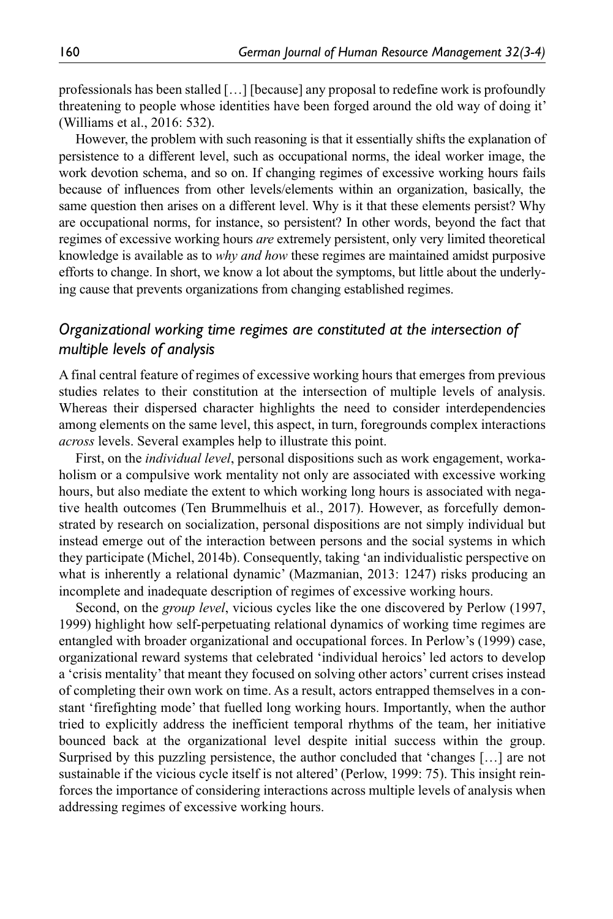professionals has been stalled […] [because] any proposal to redefine work is profoundly threatening to people whose identities have been forged around the old way of doing it' (Williams et al., 2016: 532).

However, the problem with such reasoning is that it essentially shifts the explanation of persistence to a different level, such as occupational norms, the ideal worker image, the work devotion schema, and so on. If changing regimes of excessive working hours fails because of influences from other levels/elements within an organization, basically, the same question then arises on a different level. Why is it that these elements persist? Why are occupational norms, for instance, so persistent? In other words, beyond the fact that regimes of excessive working hours *are* extremely persistent, only very limited theoretical knowledge is available as to *why and how* these regimes are maintained amidst purposive efforts to change. In short, we know a lot about the symptoms, but little about the underlying cause that prevents organizations from changing established regimes.

### *Organizational working time regimes are constituted at the intersection of multiple levels of analysis*

A final central feature of regimes of excessive working hours that emerges from previous studies relates to their constitution at the intersection of multiple levels of analysis. Whereas their dispersed character highlights the need to consider interdependencies among elements on the same level, this aspect, in turn, foregrounds complex interactions *across* levels. Several examples help to illustrate this point.

First, on the *individual level*, personal dispositions such as work engagement, workaholism or a compulsive work mentality not only are associated with excessive working hours, but also mediate the extent to which working long hours is associated with negative health outcomes (Ten Brummelhuis et al., 2017). However, as forcefully demonstrated by research on socialization, personal dispositions are not simply individual but instead emerge out of the interaction between persons and the social systems in which they participate (Michel, 2014b). Consequently, taking 'an individualistic perspective on what is inherently a relational dynamic' (Mazmanian, 2013: 1247) risks producing an incomplete and inadequate description of regimes of excessive working hours.

Second, on the *group level*, vicious cycles like the one discovered by Perlow (1997, 1999) highlight how self-perpetuating relational dynamics of working time regimes are entangled with broader organizational and occupational forces. In Perlow's (1999) case, organizational reward systems that celebrated 'individual heroics' led actors to develop a 'crisis mentality' that meant they focused on solving other actors' current crises instead of completing their own work on time. As a result, actors entrapped themselves in a constant 'firefighting mode' that fuelled long working hours. Importantly, when the author tried to explicitly address the inefficient temporal rhythms of the team, her initiative bounced back at the organizational level despite initial success within the group. Surprised by this puzzling persistence, the author concluded that 'changes […] are not sustainable if the vicious cycle itself is not altered' (Perlow, 1999: 75). This insight reinforces the importance of considering interactions across multiple levels of analysis when addressing regimes of excessive working hours.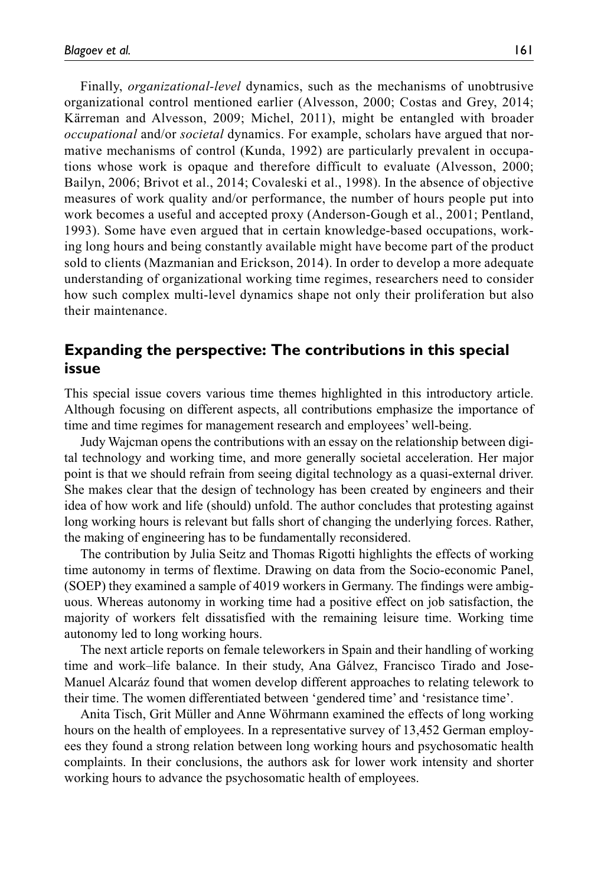Finally, *organizational-level* dynamics, such as the mechanisms of unobtrusive organizational control mentioned earlier (Alvesson, 2000; Costas and Grey, 2014; Kärreman and Alvesson, 2009; Michel, 2011), might be entangled with broader *occupational* and/or *societal* dynamics. For example, scholars have argued that normative mechanisms of control (Kunda, 1992) are particularly prevalent in occupations whose work is opaque and therefore difficult to evaluate (Alvesson, 2000; Bailyn, 2006; Brivot et al., 2014; Covaleski et al., 1998). In the absence of objective measures of work quality and/or performance, the number of hours people put into work becomes a useful and accepted proxy (Anderson-Gough et al., 2001; Pentland, 1993). Some have even argued that in certain knowledge-based occupations, working long hours and being constantly available might have become part of the product sold to clients (Mazmanian and Erickson, 2014). In order to develop a more adequate understanding of organizational working time regimes, researchers need to consider how such complex multi-level dynamics shape not only their proliferation but also their maintenance.

## Expanding the perspective: The contributions in this special issue

This special issue covers various time themes highlighted in this introductory article. Although focusing on different aspects, all contributions emphasize the importance of time and time regimes for management research and employees' well-being.

Judy Wajcman opens the contributions with an essay on the relationship between digital technology and working time, and more generally societal acceleration. Her major point is that we should refrain from seeing digital technology as a quasi-external driver. She makes clear that the design of technology has been created by engineers and their idea of how work and life (should) unfold. The author concludes that protesting against long working hours is relevant but falls short of changing the underlying forces. Rather, the making of engineering has to be fundamentally reconsidered.

The contribution by Julia Seitz and Thomas Rigotti highlights the effects of working time autonomy in terms of flextime. Drawing on data from the Socio-economic Panel, (SOEP) they examined a sample of 4019 workers in Germany. The findings were ambiguous. Whereas autonomy in working time had a positive effect on job satisfaction, the majority of workers felt dissatisfied with the remaining leisure time. Working time autonomy led to long working hours.

The next article reports on female teleworkers in Spain and their handling of working time and work–life balance. In their study, Ana Gálvez, Francisco Tirado and Jose-Manuel Alcaráz found that women develop different approaches to relating telework to their time. The women differentiated between 'gendered time' and 'resistance time'.

Anita Tisch, Grit Müller and Anne Wöhrmann examined the effects of long working hours on the health of employees. In a representative survey of 13,452 German employees they found a strong relation between long working hours and psychosomatic health complaints. In their conclusions, the authors ask for lower work intensity and shorter working hours to advance the psychosomatic health of employees.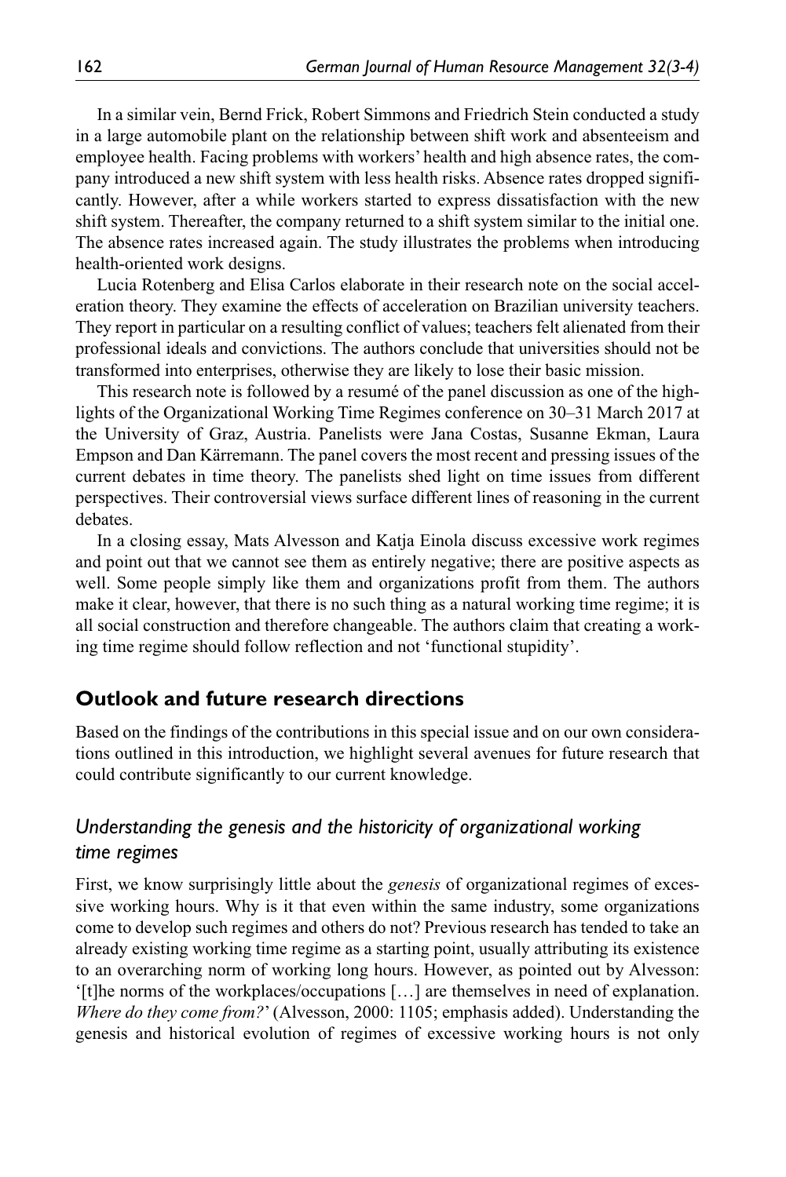In a similar vein, Bernd Frick, Robert Simmons and Friedrich Stein conducted a study in a large automobile plant on the relationship between shift work and absenteeism and employee health. Facing problems with workers' health and high absence rates, the company introduced a new shift system with less health risks. Absence rates dropped significantly. However, after a while workers started to express dissatisfaction with the new shift system. Thereafter, the company returned to a shift system similar to the initial one. The absence rates increased again. The study illustrates the problems when introducing health-oriented work designs.

Lucia Rotenberg and Elisa Carlos elaborate in their research note on the social acceleration theory. They examine the effects of acceleration on Brazilian university teachers. They report in particular on a resulting conflict of values; teachers felt alienated from their professional ideals and convictions. The authors conclude that universities should not be transformed into enterprises, otherwise they are likely to lose their basic mission.

This research note is followed by a resumé of the panel discussion as one of the highlights of the Organizational Working Time Regimes conference on 30–31 March 2017 at the University of Graz, Austria. Panelists were Jana Costas, Susanne Ekman, Laura Empson and Dan Kärremann. The panel covers the most recent and pressing issues of the current debates in time theory. The panelists shed light on time issues from different perspectives. Their controversial views surface different lines of reasoning in the current debates.

In a closing essay, Mats Alvesson and Katja Einola discuss excessive work regimes and point out that we cannot see them as entirely negative; there are positive aspects as well. Some people simply like them and organizations profit from them. The authors make it clear, however, that there is no such thing as a natural working time regime; it is all social construction and therefore changeable. The authors claim that creating a working time regime should follow reflection and not 'functional stupidity'.

## Outlook and future research directions

Based on the findings of the contributions in this special issue and on our own considerations outlined in this introduction, we highlight several avenues for future research that could contribute significantly to our current knowledge.

### *Understanding the genesis and the historicity of organizational working time regimes*

First, we know surprisingly little about the *genesis* of organizational regimes of excessive working hours. Why is it that even within the same industry, some organizations come to develop such regimes and others do not? Previous research has tended to take an already existing working time regime as a starting point, usually attributing its existence to an overarching norm of working long hours. However, as pointed out by Alvesson: '[t]he norms of the workplaces/occupations […] are themselves in need of explanation. *Where do they come from?*' (Alvesson, 2000: 1105; emphasis added). Understanding the genesis and historical evolution of regimes of excessive working hours is not only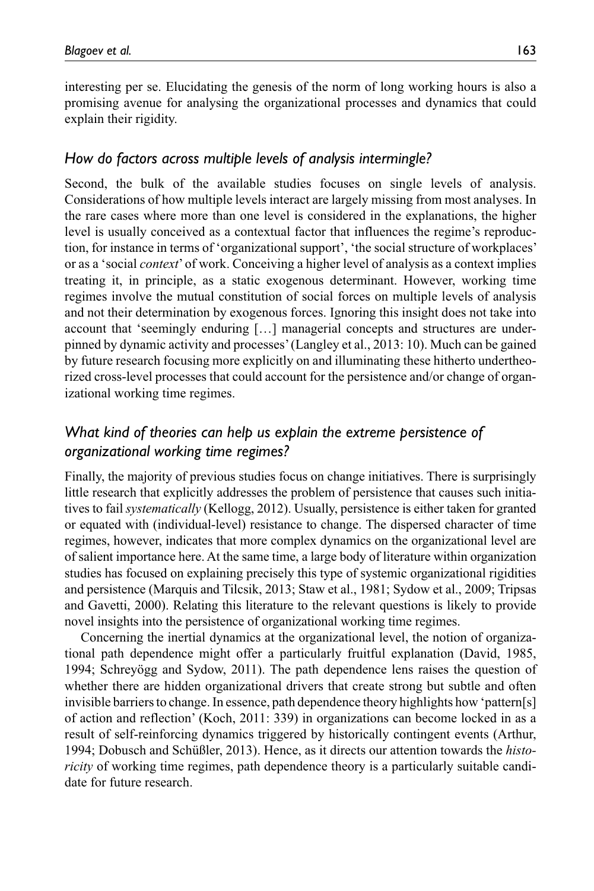interesting per se. Elucidating the genesis of the norm of long working hours is also a promising avenue for analysing the organizational processes and dynamics that could explain their rigidity.

### *How do factors across multiple levels of analysis intermingle?*

Second, the bulk of the available studies focuses on single levels of analysis. Considerations of how multiple levels interact are largely missing from most analyses. In the rare cases where more than one level is considered in the explanations, the higher level is usually conceived as a contextual factor that influences the regime's reproduction, for instance in terms of 'organizational support', 'the social structure of workplaces' or as a 'social *context*' of work. Conceiving a higher level of analysis as a context implies treating it, in principle, as a static exogenous determinant. However, working time regimes involve the mutual constitution of social forces on multiple levels of analysis and not their determination by exogenous forces. Ignoring this insight does not take into account that 'seemingly enduring […] managerial concepts and structures are underpinned by dynamic activity and processes' (Langley et al., 2013: 10). Much can be gained by future research focusing more explicitly on and illuminating these hitherto undertheorized cross-level processes that could account for the persistence and/or change of organizational working time regimes.

### *What kind of theories can help us explain the extreme persistence of organizational working time regimes?*

Finally, the majority of previous studies focus on change initiatives. There is surprisingly little research that explicitly addresses the problem of persistence that causes such initiatives to fail *systematically* (Kellogg, 2012). Usually, persistence is either taken for granted or equated with (individual-level) resistance to change. The dispersed character of time regimes, however, indicates that more complex dynamics on the organizational level are of salient importance here. At the same time, a large body of literature within organization studies has focused on explaining precisely this type of systemic organizational rigidities and persistence (Marquis and Tilcsik, 2013; Staw et al., 1981; Sydow et al., 2009; Tripsas and Gavetti, 2000). Relating this literature to the relevant questions is likely to provide novel insights into the persistence of organizational working time regimes.

Concerning the inertial dynamics at the organizational level, the notion of organizational path dependence might offer a particularly fruitful explanation (David, 1985, 1994; Schreyögg and Sydow, 2011). The path dependence lens raises the question of whether there are hidden organizational drivers that create strong but subtle and often invisible barriers to change. In essence, path dependence theory highlights how 'pattern[s] of action and reflection' (Koch, 2011: 339) in organizations can become locked in as a result of self-reinforcing dynamics triggered by historically contingent events (Arthur, 1994; Dobusch and Schüßler, 2013). Hence, as it directs our attention towards the *historicity* of working time regimes, path dependence theory is a particularly suitable candidate for future research.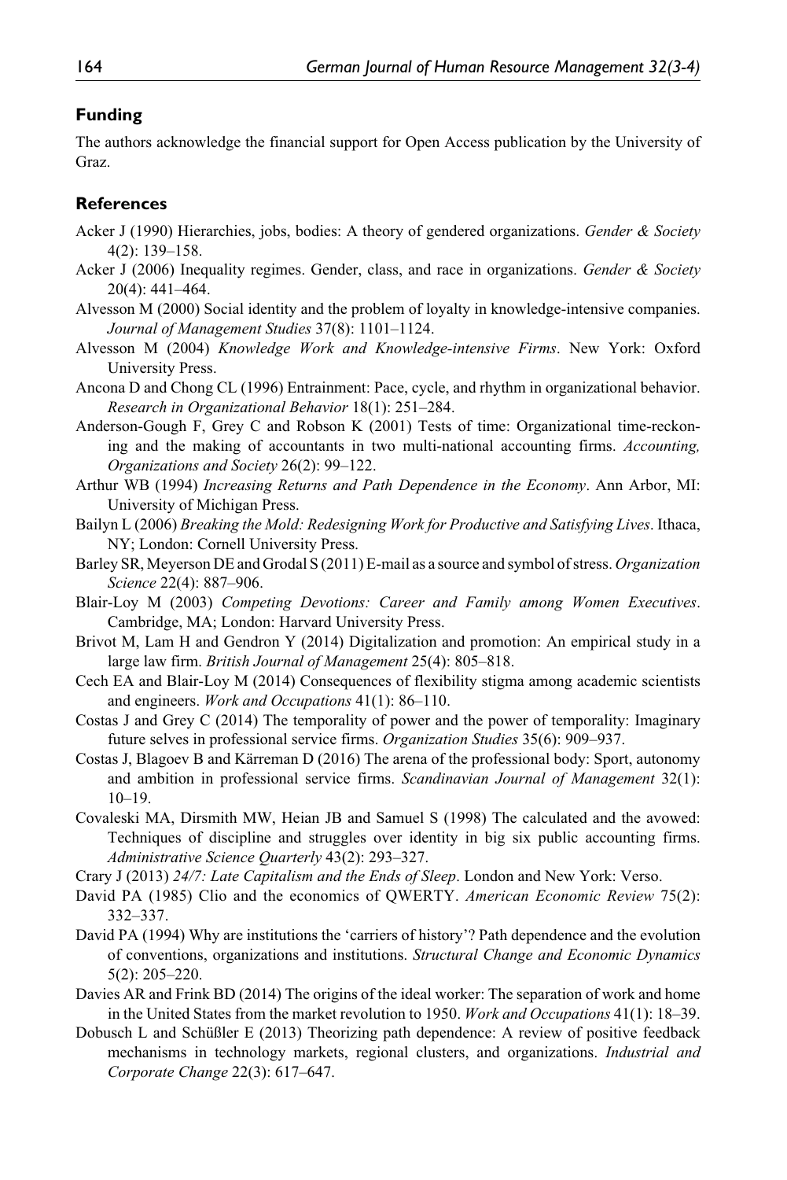## Funding

The authors acknowledge the financial support for Open Access publication by the University of Graz.

## References

Acker J (1990) Hierarchies, jobs, bodies: A theory of gendered organizations. *Gender & Society* 4(2): 139–158.

Acker J (2006) Inequality regimes. Gender, class, and race in organizations. *Gender & Society* 20(4): 441–464.

Alvesson M (2000) Social identity and the problem of loyalty in knowledge-intensive companies. *Journal of Management Studies* 37(8): 1101–1124.

Alvesson M (2004) *Knowledge Work and Knowledge-intensive Firms*. New York: Oxford University Press.

Ancona D and Chong CL (1996) Entrainment: Pace, cycle, and rhythm in organizational behavior. *Research in Organizational Behavior* 18(1): 251–284.

Anderson-Gough F, Grey C and Robson K (2001) Tests of time: Organizational time-reckoning and the making of accountants in two multi-national accounting firms. *Accounting, Organizations and Society* 26(2): 99–122.

Arthur WB (1994) *Increasing Returns and Path Dependence in the Economy*. Ann Arbor, MI: University of Michigan Press.

Bailyn L (2006) *Breaking the Mold: Redesigning Work for Productive and Satisfying Lives*. Ithaca, NY; London: Cornell University Press.

Barley SR, Meyerson DE and Grodal S (2011) E-mail as a source and symbol of stress. *Organization Science* 22(4): 887–906.

Blair-Loy M (2003) *Competing Devotions: Career and Family among Women Executives*. Cambridge, MA; London: Harvard University Press.

Brivot M, Lam H and Gendron Y (2014) Digitalization and promotion: An empirical study in a large law firm. *British Journal of Management* 25(4): 805–818.

Cech EA and Blair-Loy M (2014) Consequences of flexibility stigma among academic scientists and engineers. *Work and Occupations* 41(1): 86–110.

Costas J and Grey C (2014) The temporality of power and the power of temporality: Imaginary future selves in professional service firms. *Organization Studies* 35(6): 909–937.

Costas J, Blagoev B and Kärreman D (2016) The arena of the professional body: Sport, autonomy and ambition in professional service firms. *Scandinavian Journal of Management* 32(1): 10–19.

Covaleski MA, Dirsmith MW, Heian JB and Samuel S (1998) The calculated and the avowed: Techniques of discipline and struggles over identity in big six public accounting firms. *Administrative Science Quarterly* 43(2): 293–327.

Crary J (2013) *24/7: Late Capitalism and the Ends of Sleep*. London and New York: Verso.

David PA (1985) Clio and the economics of QWERTY. *American Economic Review* 75(2): 332–337.

David PA (1994) Why are institutions the 'carriers of history'? Path dependence and the evolution of conventions, organizations and institutions. *Structural Change and Economic Dynamics* 5(2): 205–220.

Davies AR and Frink BD (2014) The origins of the ideal worker: The separation of work and home in the United States from the market revolution to 1950. *Work and Occupations* 41(1): 18–39.

Dobusch L and Schüßler E (2013) Theorizing path dependence: A review of positive feedback mechanisms in technology markets, regional clusters, and organizations. *Industrial and Corporate Change* 22(3): 617–647.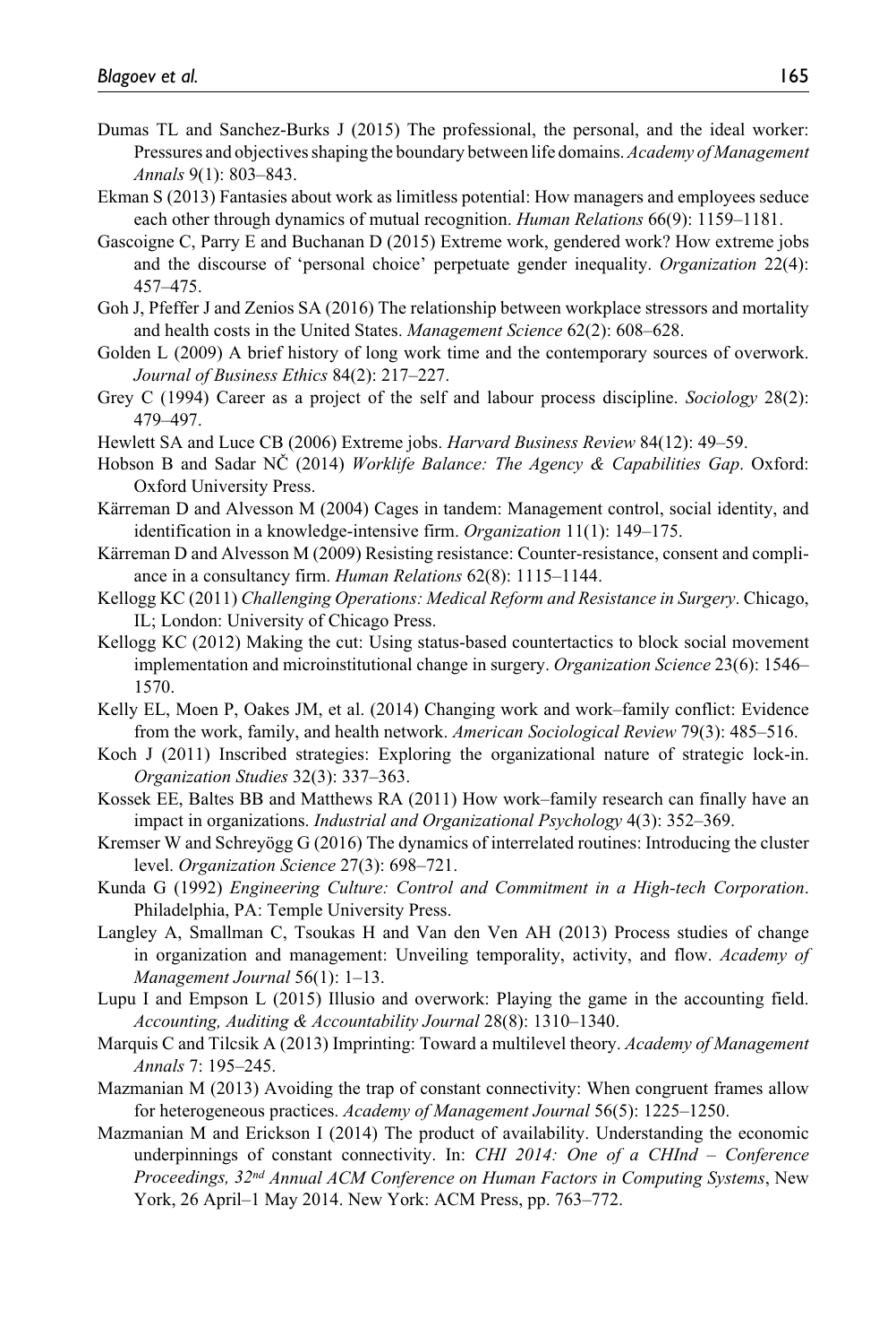Dumas TL and Sanchez-Burks J (2015) The professional, the personal, and the ideal worker: Pressures and objectives shaping the boundary between life domains. *Academy of Management Annals* 9(1): 803–843.

Ekman S (2013) Fantasies about work as limitless potential: How managers and employees seduce each other through dynamics of mutual recognition. *Human Relations* 66(9): 1159–1181.

Gascoigne C, Parry E and Buchanan D (2015) Extreme work, gendered work? How extreme jobs and the discourse of 'personal choice' perpetuate gender inequality. *Organization* 22(4): 457–475.

Goh J, Pfeffer J and Zenios SA (2016) The relationship between workplace stressors and mortality and health costs in the United States. *Management Science* 62(2): 608–628.

Golden L (2009) A brief history of long work time and the contemporary sources of overwork. *Journal of Business Ethics* 84(2): 217–227.

Grey C (1994) Career as a project of the self and labour process discipline. *Sociology* 28(2): 479–497.

Hewlett SA and Luce CB (2006) Extreme jobs. *Harvard Business Review* 84(12): 49–59.

Hobson B and Sadar NČ (2014) *Worklife Balance: The Agency & Capabilities Gap*. Oxford: Oxford University Press.

Kärreman D and Alvesson M (2004) Cages in tandem: Management control, social identity, and identification in a knowledge-intensive firm. *Organization* 11(1): 149–175.

Kärreman D and Alvesson M (2009) Resisting resistance: Counter-resistance, consent and compliance in a consultancy firm. *Human Relations* 62(8): 1115–1144.

Kellogg KC (2011) *Challenging Operations: Medical Reform and Resistance in Surgery*. Chicago, IL; London: University of Chicago Press.

Kellogg KC (2012) Making the cut: Using status-based countertactics to block social movement implementation and microinstitutional change in surgery. *Organization Science* 23(6): 1546–1570.

Kelly EL, Moen P, Oakes JM, et al. (2014) Changing work and work–family conflict: Evidence from the work, family, and health network. *American Sociological Review* 79(3): 485–516.

Koch J (2011) Inscribed strategies: Exploring the organizational nature of strategic lock-in. *Organization Studies* 32(3): 337–363.

Kossek EE, Baltes BB and Matthews RA (2011) How work–family research can finally have an impact in organizations. *Industrial and Organizational Psychology* 4(3): 352–369.

Kremser W and Schreyögg G (2016) The dynamics of interrelated routines: Introducing the cluster level. *Organization Science* 27(3): 698–721.

Kunda G (1992) *Engineering Culture: Control and Commitment in a High-tech Corporation*. Philadelphia, PA: Temple University Press.

Langley A, Smallman C, Tsoukas H and Van den Ven AH (2013) Process studies of change in organization and management: Unveiling temporality, activity, and flow. *Academy of Management Journal* 56(1): 1–13.

Lupu I and Empson L (2015) Illusio and overwork: Playing the game in the accounting field. *Accounting, Auditing & Accountability Journal* 28(8): 1310–1340.

Marquis C and Tilcsik A (2013) Imprinting: Toward a multilevel theory. *Academy of Management Annals* 7: 195–245.

Mazmanian M (2013) Avoiding the trap of constant connectivity: When congruent frames allow for heterogeneous practices. *Academy of Management Journal* 56(5): 1225–1250.

Mazmanian M and Erickson I (2014) The product of availability. Understanding the economic underpinnings of constant connectivity. In: *CHI 2014: One of a CHInd – Conference Proceedings, 32nd Annual ACM Conference on Human Factors in Computing Systems*, New York, 26 April–1 May 2014. New York: ACM Press, pp. 763–772.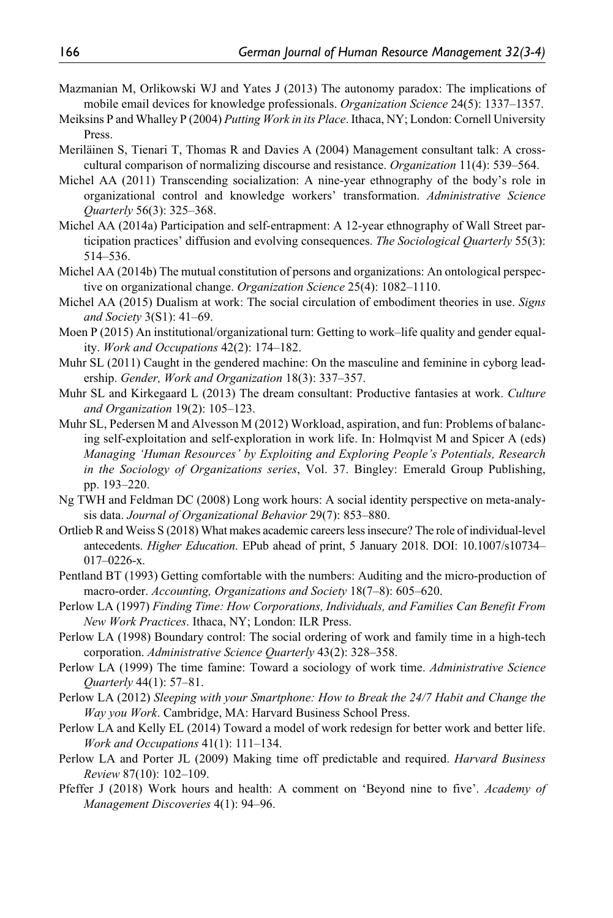Mazmanian M, Orlikowski WJ and Yates J (2013) The autonomy paradox: The implications of mobile email devices for knowledge professionals. *Organization Science* 24(5): 1337–1357.

Meiksins P and Whalley P (2004) *Putting Work in its Place*. Ithaca, NY; London: Cornell University Press.

Meriläinen S, Tienari T, Thomas R and Davies A (2004) Management consultant talk: A cross-cultural comparison of normalizing discourse and resistance. *Organization* 11(4): 539–564.

Michel AA (2011) Transcending socialization: A nine-year ethnography of the body's role in organizational control and knowledge workers' transformation. *Administrative Science Quarterly* 56(3): 325–368.

Michel AA (2014a) Participation and self-entrapment: A 12-year ethnography of Wall Street participation practices' diffusion and evolving consequences. *The Sociological Quarterly* 55(3): 514–536.

Michel AA (2014b) The mutual constitution of persons and organizations: An ontological perspective on organizational change. *Organization Science* 25(4): 1082–1110.

Michel AA (2015) Dualism at work: The social circulation of embodiment theories in use. *Signs and Society* 3(S1): 41–69.

Moen P (2015) An institutional/organizational turn: Getting to work–life quality and gender equality. *Work and Occupations* 42(2): 174–182.

Muhr SL (2011) Caught in the gendered machine: On the masculine and feminine in cyborg leadership. *Gender, Work and Organization* 18(3): 337–357.

Muhr SL and Kirkegaard L (2013) The dream consultant: Productive fantasies at work. *Culture and Organization* 19(2): 105–123.

Muhr SL, Pedersen M and Alvesson M (2012) Workload, aspiration, and fun: Problems of balancing self-exploitation and self-exploration in work life. In: Holmqvist M and Spicer A (eds) *Managing 'Human Resources' by Exploiting and Exploring People's Potentials, Research in the Sociology of Organizations series*, Vol. 37. Bingley: Emerald Group Publishing, pp. 193–220.

Ng TWH and Feldman DC (2008) Long work hours: A social identity perspective on meta-analysis data. *Journal of Organizational Behavior* 29(7): 853–880.

Ortlieb R and Weiss S (2018) What makes academic careers less insecure? The role of individual-level antecedents. *Higher Education*. EPub ahead of print, 5 January 2018. DOI: 10.1007/s10734–017–0226-x.

Pentland BT (1993) Getting comfortable with the numbers: Auditing and the micro-production of macro-order. *Accounting, Organizations and Society* 18(7–8): 605–620.

Perlow LA (1997) *Finding Time: How Corporations, Individuals, and Families Can Benefit From New Work Practices*. Ithaca, NY; London: ILR Press.

Perlow LA (1998) Boundary control: The social ordering of work and family time in a high-tech corporation. *Administrative Science Quarterly* 43(2): 328–358.

Perlow LA (1999) The time famine: Toward a sociology of work time. *Administrative Science Quarterly* 44(1): 57–81.

Perlow LA (2012) *Sleeping with your Smartphone: How to Break the 24/7 Habit and Change the Way you Work*. Cambridge, MA: Harvard Business School Press.

Perlow LA and Kelly EL (2014) Toward a model of work redesign for better work and better life. *Work and Occupations* 41(1): 111–134.

Perlow LA and Porter JL (2009) Making time off predictable and required. *Harvard Business Review* 87(10): 102–109.

Pfeffer J (2018) Work hours and health: A comment on 'Beyond nine to five'. *Academy of Management Discoveries* 4(1): 94–96.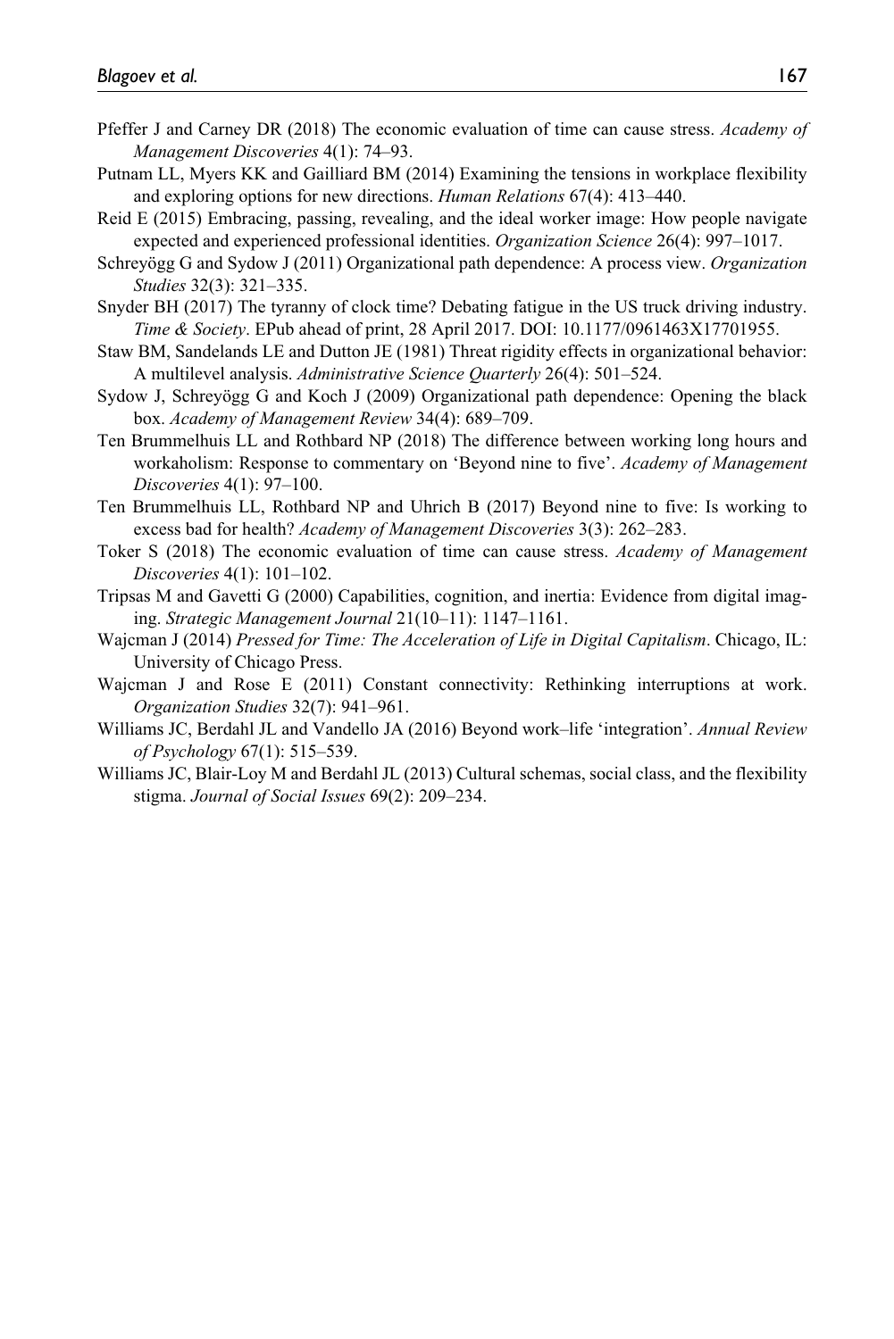Pfeffer J and Carney DR (2018) The economic evaluation of time can cause stress. *Academy of Management Discoveries* 4(1): 74–93.

Putnam LL, Myers KK and Gailliard BM (2014) Examining the tensions in workplace flexibility and exploring options for new directions. *Human Relations* 67(4): 413–440.

Reid E (2015) Embracing, passing, revealing, and the ideal worker image: How people navigate expected and experienced professional identities. *Organization Science* 26(4): 997–1017.

Schreyögg G and Sydow J (2011) Organizational path dependence: A process view. *Organization Studies* 32(3): 321–335.

Snyder BH (2017) The tyranny of clock time? Debating fatigue in the US truck driving industry. *Time & Society*. EPub ahead of print, 28 April 2017. DOI: 10.1177/0961463X17701955.

Staw BM, Sandelands LE and Dutton JE (1981) Threat rigidity effects in organizational behavior: A multilevel analysis. *Administrative Science Quarterly* 26(4): 501–524.

Sydow J, Schreyögg G and Koch J (2009) Organizational path dependence: Opening the black box. *Academy of Management Review* 34(4): 689–709.

Ten Brummelhuis LL and Rothbard NP (2018) The difference between working long hours and workaholism: Response to commentary on 'Beyond nine to five'. *Academy of Management Discoveries* 4(1): 97–100.

Ten Brummelhuis LL, Rothbard NP and Uhrich B (2017) Beyond nine to five: Is working to excess bad for health? *Academy of Management Discoveries* 3(3): 262–283.

Toker S (2018) The economic evaluation of time can cause stress. *Academy of Management Discoveries* 4(1): 101–102.

Tripsas M and Gavetti G (2000) Capabilities, cognition, and inertia: Evidence from digital imaging. *Strategic Management Journal* 21(10–11): 1147–1161.

Wajcman J (2014) *Pressed for Time: The Acceleration of Life in Digital Capitalism*. Chicago, IL: University of Chicago Press.

Wajcman J and Rose E (2011) Constant connectivity: Rethinking interruptions at work. *Organization Studies* 32(7): 941–961.

Williams JC, Berdahl JL and Vandello JA (2016) Beyond work–life 'integration'. *Annual Review of Psychology* 67(1): 515–539.

Williams JC, Blair-Loy M and Berdahl JL (2013) Cultural schemas, social class, and the flexibility stigma. *Journal of Social Issues* 69(2): 209–234.